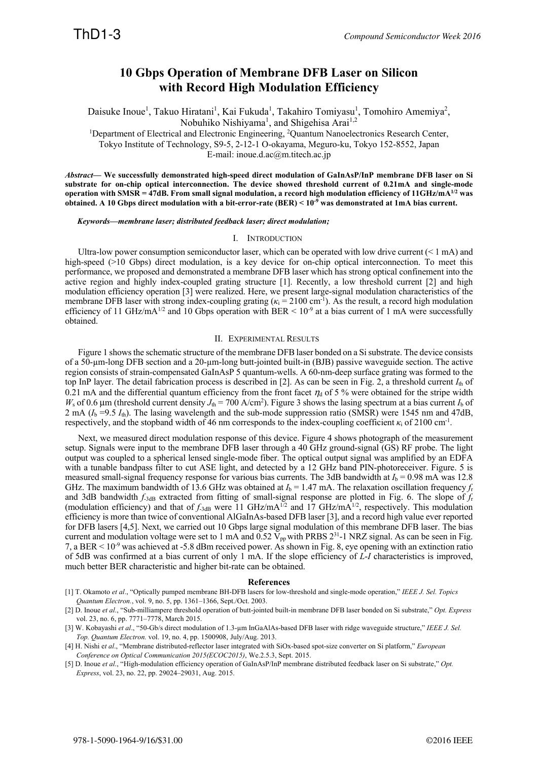# 10 Gbps Operation of Membrane DFB Laser on Silicon with Record High Modulation Efficiency

Daisuke Inoue[1], Takuo Hiratani[1], Kai Fukuda[1], Takahiro Tomiyasu[1], Tomohiro Amemiya[2], Nobuhiko Nishiyama[1], and Shigehisa Arai[1,2]

[1]Department of Electrical and Electronic Engineering, [2]Quantum Nanoelectronics Research Center, Tokyo Institute of Technology, S9-5, 2-12-1 O-okayama, Meguro-ku, Tokyo 152-8552, Japan
E-mail: inoue.d.ac@m.titech.ac.jp

***Abstract*— We successfully demonstrated high-speed direct modulation of GaInAsP/InP membrane DFB laser on Si substrate for on-chip optical interconnection. The device showed threshold current of 0.21mA and single-mode operation with SMSR = 47dB. From small signal modulation, a record high modulation efficiency of 11GHz/mA$^{1/2}$ was obtained. A 10 Gbps direct modulation with a bit-error-rate (BER) < $10^{-9}$ was demonstrated at 1mA bias current.**

***Keywords*—membrane laser; distributed feedback laser; direct modulation;**

## I. Introduction

Ultra-low power consumption semiconductor laser, which can be operated with low drive current (< 1 mA) and high-speed (>10 Gbps) direct modulation, is a key device for on-chip optical interconnection. To meet this performance, we proposed and demonstrated a membrane DFB laser which has strong optical confinement into the active region and highly index-coupled grating structure [1]. Recently, a low threshold current [2] and high modulation efficiency operation [3] were realized. Here, we present large-signal modulation characteristics of the membrane DFB laser with strong index-coupling grating ($\kappa_i$ = 2100 cm$^{-1}$). As the result, a record high modulation efficiency of 11 GHz/mA$^{1/2}$ and 10 Gbps operation with BER < $10^{-9}$ at a bias current of 1 mA were successfully obtained.

## II. Experimental Results

Figure 1 shows the schematic structure of the membrane DFB laser bonded on a Si substrate. The device consists of a 50-μm-long DFB section and a 20-μm-long butt-jointed built-in (BJB) passive waveguide section. The active region consists of strain-compensated GaInAsP 5 quantum-wells. A 60-nm-deep surface grating was formed to the top InP layer. The detail fabrication process is described in [2]. As can be seen in Fig. 2, a threshold current $I_{th}$ of 0.21 mA and the differential quantum efficiency from the front facet $\eta_d$ of 5 % were obtained for the stripe width $W_s$ of 0.6 μm (threshold current density $J_{th}$ = 700 A/cm$^2$). Figure 3 shows the lasing spectrum at a bias current $I_b$ of 2 mA ($I_b$ =9.5 $I_{th}$). The lasing wavelength and the sub-mode suppression ratio (SMSR) were 1545 nm and 47dB, respectively, and the stopband width of 46 nm corresponds to the index-coupling coefficient $\kappa_i$ of 2100 cm$^{-1}$.

Next, we measured direct modulation response of this device. Figure 4 shows photograph of the measurement setup. Signals were input to the membrane DFB laser through a 40 GHz ground-signal (GS) RF probe. The light output was coupled to a spherical lensed single-mode fiber. The optical output signal was amplified by an EDFA with a tunable bandpass filter to cut ASE light, and detected by a 12 GHz band PIN-photoreceiver. Figure. 5 is measured small-signal frequency response for various bias currents. The 3dB bandwidth at $I_b$ = 0.98 mA was 12.8 GHz. The maximum bandwidth of 13.6 GHz was obtained at $I_b$ = 1.47 mA. The relaxation oscillation frequency $f_r$ and 3dB bandwidth $f_{\text{-3dB}}$ extracted from fitting of small-signal response are plotted in Fig. 6. The slope of $f_r$ (modulation efficiency) and that of $f_{\text{-3dB}}$ were 11 GHz/mA$^{1/2}$ and 17 GHz/mA$^{1/2}$, respectively. This modulation efficiency is more than twice of conventional AlGaInAs-based DFB laser [3], and a record high value ever reported for DFB lasers [4,5]. Next, we carried out 10 Gbps large signal modulation of this membrane DFB laser. The bias current and modulation voltage were set to 1 mA and 0.52 V$_{pp}$ with PRBS $2^{31}$-1 NRZ signal. As can be seen in Fig. 7, a BER < $10^{-9}$ was achieved at -5.8 dBm received power. As shown in Fig. 8, eye opening with an extinction ratio of 5dB was confirmed at a bias current of only 1 mA. If the slope efficiency of *L-I* characteristics is improved, much better BER characteristic and higher bit-rate can be obtained.

## References

[1] T. Okamoto *et al*., "Optically pumped membrane BH-DFB lasers for low-threshold and single-mode operation," *IEEE J. Sel. Topics Quantum Electron.*, vol. 9, no. 5, pp. 1361–1366, Sept./Oct. 2003.

[2] D. Inoue *et al*., "Sub-milliampere threshold operation of butt-jointed built-in membrane DFB laser bonded on Si substrate," *Opt. Express* vol. 23, no. 6, pp. 7771–7778, March 2015.

[3] W. Kobayashi *et al*., "50-Gb/s direct modulation of 1.3-μm InGaAlAs-based DFB laser with ridge waveguide structure," *IEEE J. Sel. Top. Quantum Electron.* vol. 19, no. 4, pp. 1500908, July/Aug. 2013.

[4] H. Nishi e*t al*., "Membrane distributed-reflector laser integrated with SiOx-based spot-size converter on Si platform," *European Conference on Optical Communication 2015(ECOC2015)*, We.2.5.3, Sept. 2015.

[5] D. Inoue *et al*., "High-modulation efficiency operation of GaInAsP/InP membrane distributed feedback laser on Si substrate," *Opt. Express*, vol. 23, no. 22, pp. 29024–29031, Aug. 2015.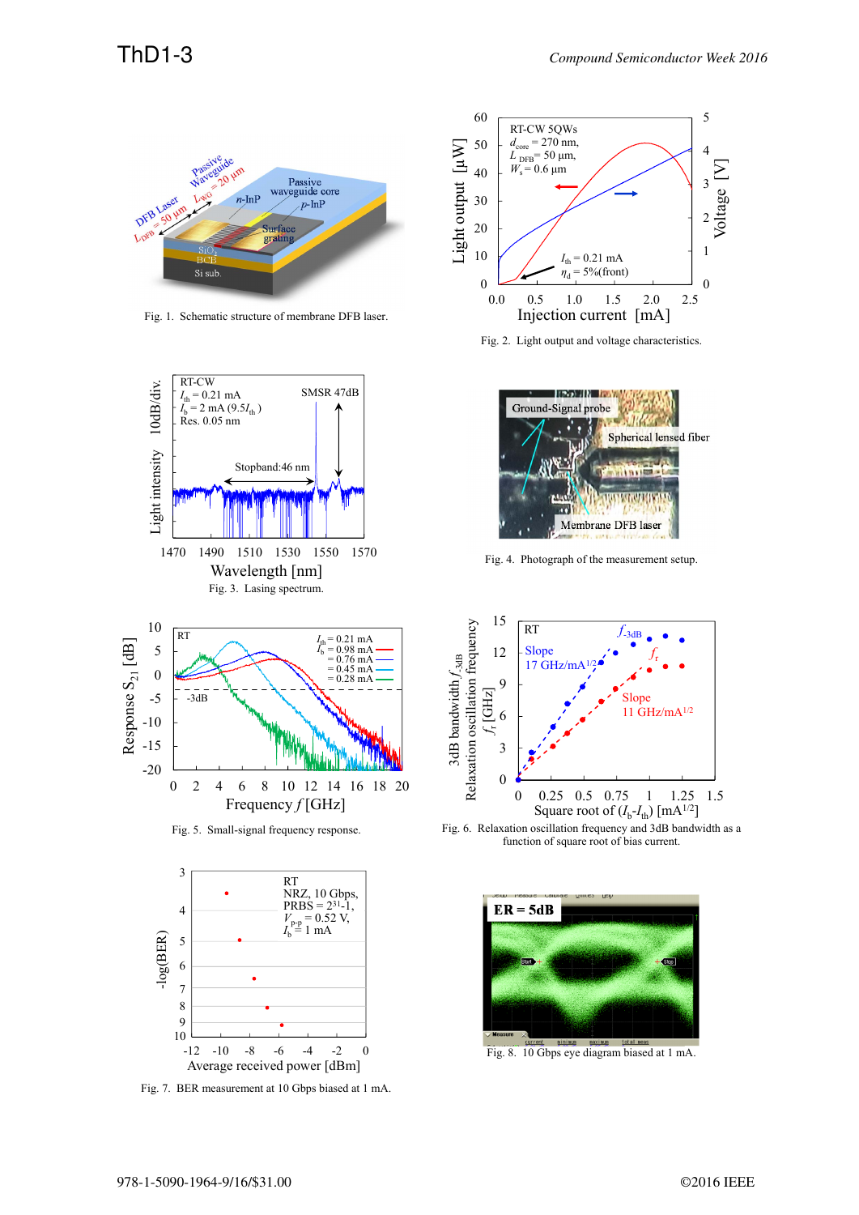Fig. 1. Schematic structure of membrane DFB laser.

Fig. 2. Light output and voltage characteristics.

Fig. 3. Lasing spectrum.

Fig. 4. Photograph of the measurement setup.

Fig. 5. Small-signal frequency response.

Fig. 6. Relaxation oscillation frequency and 3dB bandwidth as a function of square root of bias current.

Fig. 7. BER measurement at 10 Gbps biased at 1 mA.

Fig. 8. 10 Gbps eye diagram biased at 1 mA.